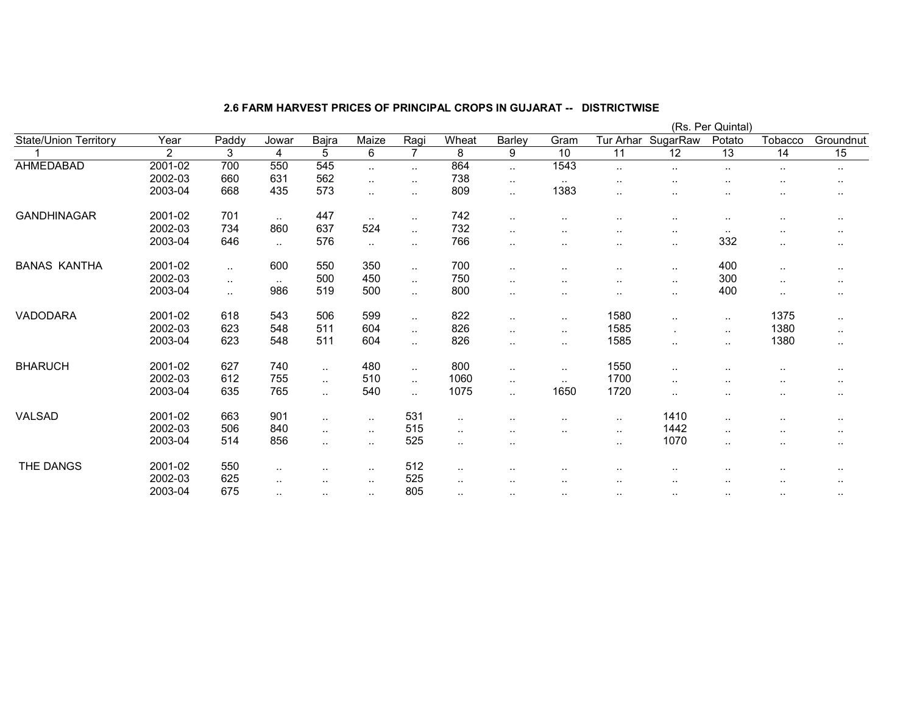## 2.6 FARM HARVEST PRICES OF PRINCIPAL CROPS IN GUJARAT -- DISTRICTWISE

(Rs. Per Quintal)

| State/Union Territory | Year | Paddy | Jowar | Bajra | Maize | Ragi | Wheat | Barley | Gram | Tur Arhar | SugarRaw | Potato | Tobacco | Groundnut |
|---|---|---|---|---|---|---|---|---|---|---|---|---|---|---|
| 1 | 2 | 3 | 4 | 5 | 6 | 7 | 8 | 9 | 10 | 11 | 12 | 13 | 14 | 15 |
| AHMEDABAD | 2001-02 | 700 | 550 | 545 | .. | .. | 864 | .. | 1543 | .. | .. | .. | .. | .. |
| | 2002-03 | 660 | 631 | 562 | .. | .. | 738 | .. | .. | .. | .. | .. | .. | .. |
| | 2003-04 | 668 | 435 | 573 | .. | .. | 809 | .. | 1383 | .. | .. | .. | .. | .. |
| GANDHINAGAR | 2001-02 | 701 | .. | 447 | .. | .. | 742 | .. | .. | .. | .. | .. | .. | .. |
| | 2002-03 | 734 | 860 | 637 | 524 | .. | 732 | .. | .. | .. | .. | .. | .. | .. |
| | 2003-04 | 646 | .. | 576 | .. | .. | 766 | .. | .. | .. | .. | 332 | .. | .. |
| BANAS KANTHA | 2001-02 | .. | 600 | 550 | 350 | .. | 700 | .. | .. | .. | .. | 400 | .. | .. |
| | 2002-03 | .. | .. | 500 | 450 | .. | 750 | .. | .. | .. | .. | 300 | .. | .. |
| | 2003-04 | .. | 986 | 519 | 500 | .. | 800 | .. | .. | .. | .. | 400 | .. | .. |
| VADODARA | 2001-02 | 618 | 543 | 506 | 599 | .. | 822 | .. | .. | 1580 | .. | .. | 1375 | .. |
| | 2002-03 | 623 | 548 | 511 | 604 | .. | 826 | .. | .. | 1585 | . | .. | 1380 | .. |
| | 2003-04 | 623 | 548 | 511 | 604 | .. | 826 | .. | .. | 1585 | .. | .. | 1380 | .. |
| BHARUCH | 2001-02 | 627 | 740 | .. | 480 | .. | 800 | .. | .. | 1550 | .. | .. | .. | .. |
| | 2002-03 | 612 | 755 | .. | 510 | .. | 1060 | .. | .. | 1700 | .. | .. | .. | .. |
| | 2003-04 | 635 | 765 | .. | 540 | .. | 1075 | .. | 1650 | 1720 | .. | .. | .. | .. |
| VALSAD | 2001-02 | 663 | 901 | .. | .. | 531 | .. | .. | .. | .. | 1410 | .. | .. | .. |
| | 2002-03 | 506 | 840 | .. | .. | 515 | .. | .. | .. | .. | 1442 | .. | .. | .. |
| | 2003-04 | 514 | 856 | .. | .. | 525 | .. | .. | | .. | 1070 | .. | .. | .. |
| THE DANGS | 2001-02 | 550 | .. | .. | .. | 512 | .. | .. | .. | .. | .. | .. | .. | .. |
| | 2002-03 | 625 | .. | .. | .. | 525 | .. | .. | .. | .. | .. | .. | .. | .. |
| | 2003-04 | 675 | .. | .. | .. | 805 | .. | .. | .. | .. | .. | .. | .. | .. |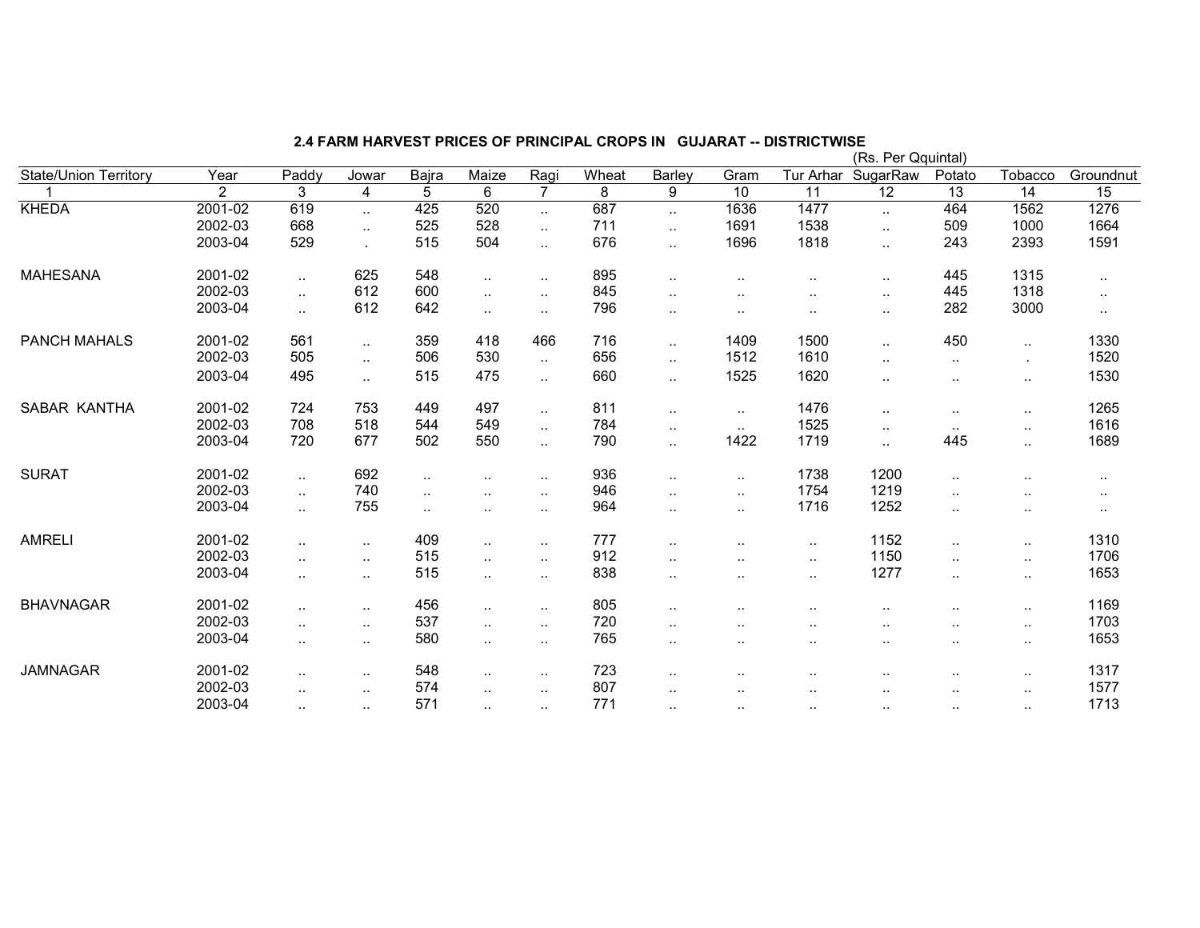## 2.4 FARM HARVEST PRICES OF PRINCIPAL CROPS IN GUJARAT -- DISTRICTWISE

(Rs. Per Qquintal)

| State/Union Territory | Year | Paddy | Jowar | Bajra | Maize | Ragi | Wheat | Barley | Gram | Tur Arhar | SugarRaw | Potato | Tobacco | Groundnut |
|---|---|---|---|---|---|---|---|---|---|---|---|---|---|---|
| 1 | 2 | 3 | 4 | 5 | 6 | 7 | 8 | 9 | 10 | 11 | 12 | 13 | 14 | 15 |
| KHEDA | 2001-02 | 619 | .. | 425 | 520 | .. | 687 | .. | 1636 | 1477 | .. | 464 | 1562 | 1276 |
| | 2002-03 | 668 | .. | 525 | 528 | .. | 711 | .. | 1691 | 1538 | .. | 509 | 1000 | 1664 |
| | 2003-04 | 529 | . | 515 | 504 | .. | 676 | .. | 1696 | 1818 | .. | 243 | 2393 | 1591 |
| MAHESANA | 2001-02 | .. | 625 | 548 | .. | .. | 895 | .. | .. | .. | .. | 445 | 1315 | .. |
| | 2002-03 | .. | 612 | 600 | .. | .. | 845 | .. | .. | .. | .. | 445 | 1318 | .. |
| | 2003-04 | .. | 612 | 642 | .. | .. | 796 | .. | .. | .. | .. | 282 | 3000 | .. |
| PANCH MAHALS | 2001-02 | 561 | .. | 359 | 418 | 466 | 716 | .. | 1409 | 1500 | .. | 450 | .. | 1330 |
| | 2002-03 | 505 | .. | 506 | 530 | .. | 656 | .. | 1512 | 1610 | .. | .. | . | 1520 |
| | 2003-04 | 495 | .. | 515 | 475 | .. | 660 | .. | 1525 | 1620 | .. | .. | .. | 1530 |
| SABAR KANTHA | 2001-02 | 724 | 753 | 449 | 497 | .. | 811 | .. | .. | 1476 | .. | .. | .. | 1265 |
| | 2002-03 | 708 | 518 | 544 | 549 | .. | 784 | .. | .. | 1525 | .. | .. | .. | 1616 |
| | 2003-04 | 720 | 677 | 502 | 550 | .. | 790 | .. | 1422 | 1719 | .. | 445 | .. | 1689 |
| SURAT | 2001-02 | .. | 692 | .. | .. | .. | 936 | .. | .. | 1738 | 1200 | .. | .. | .. |
| | 2002-03 | .. | 740 | .. | .. | .. | 946 | .. | .. | 1754 | 1219 | .. | .. | .. |
| | 2003-04 | .. | 755 | .. | .. | .. | 964 | .. | .. | 1716 | 1252 | .. | .. | .. |
| AMRELI | 2001-02 | .. | .. | 409 | .. | .. | 777 | .. | .. | .. | 1152 | .. | .. | 1310 |
| | 2002-03 | .. | .. | 515 | .. | .. | 912 | .. | .. | .. | 1150 | .. | .. | 1706 |
| | 2003-04 | .. | .. | 515 | .. | .. | 838 | .. | .. | .. | 1277 | .. | .. | 1653 |
| BHAVNAGAR | 2001-02 | .. | .. | 456 | .. | .. | 805 | .. | .. | .. | .. | .. | .. | 1169 |
| | 2002-03 | .. | .. | 537 | .. | .. | 720 | .. | .. | .. | .. | .. | .. | 1703 |
| | 2003-04 | .. | .. | 580 | .. | .. | 765 | .. | .. | .. | .. | .. | .. | 1653 |
| JAMNAGAR | 2001-02 | .. | .. | 548 | .. | .. | 723 | .. | .. | .. | .. | .. | .. | 1317 |
| | 2002-03 | .. | .. | 574 | .. | .. | 807 | .. | .. | .. | .. | .. | .. | 1577 |
| | 2003-04 | .. | .. | 571 | .. | .. | 771 | .. | .. | .. | .. | .. | .. | 1713 |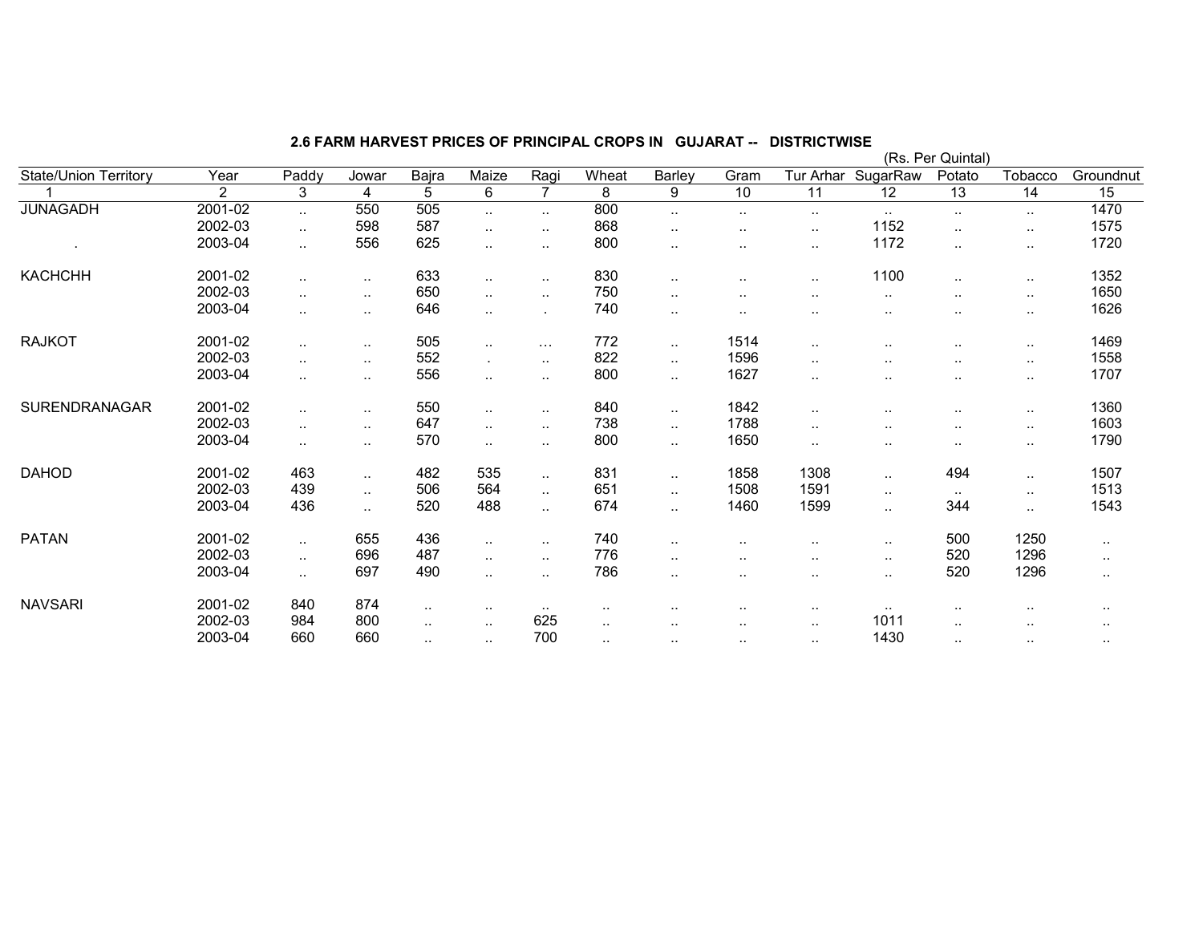## 2.6 FARM HARVEST PRICES OF PRINCIPAL CROPS IN GUJARAT -- DISTRICTWISE

(Rs. Per Quintal)

| State/Union Territory | Year | Paddy | Jowar | Bajra | Maize | Ragi | Wheat | Barley | Gram | Tur Arhar | SugarRaw | Potato | Tobacco | Groundnut |
|---|---|---|---|---|---|---|---|---|---|---|---|---|---|---|
| 1 | 2 | 3 | 4 | 5 | 6 | 7 | 8 | 9 | 10 | 11 | 12 | 13 | 14 | 15 |
| JUNAGADH | 2001-02 | .. | 550 | 505 | .. | .. | 800 | .. | .. | .. | .. | .. | .. | 1470 |
| | 2002-03 | .. | 598 | 587 | .. | .. | 868 | .. | .. | .. | 1152 | .. | .. | 1575 |
| . | 2003-04 | .. | 556 | 625 | .. | .. | 800 | .. | .. | .. | 1172 | .. | .. | 1720 |
| KACHCHH | 2001-02 | .. | .. | 633 | .. | .. | 830 | .. | .. | .. | 1100 | .. | .. | 1352 |
| | 2002-03 | .. | .. | 650 | .. | .. | 750 | .. | .. | .. | .. | .. | .. | 1650 |
| | 2003-04 | .. | .. | 646 | .. | . | 740 | .. | .. | .. | .. | .. | .. | 1626 |
| RAJKOT | 2001-02 | .. | .. | 505 | .. | ... | 772 | .. | 1514 | .. | .. | .. | .. | 1469 |
| | 2002-03 | .. | .. | 552 | . | .. | 822 | .. | 1596 | .. | .. | .. | .. | 1558 |
| | 2003-04 | .. | .. | 556 | .. | .. | 800 | .. | 1627 | .. | .. | .. | .. | 1707 |
| SURENDRANAGAR | 2001-02 | .. | .. | 550 | .. | .. | 840 | .. | 1842 | .. | .. | .. | .. | 1360 |
| | 2002-03 | .. | .. | 647 | .. | .. | 738 | .. | 1788 | .. | .. | .. | .. | 1603 |
| | 2003-04 | .. | .. | 570 | .. | .. | 800 | .. | 1650 | .. | .. | .. | .. | 1790 |
| DAHOD | 2001-02 | 463 | .. | 482 | 535 | .. | 831 | .. | 1858 | 1308 | .. | 494 | .. | 1507 |
| | 2002-03 | 439 | .. | 506 | 564 | .. | 651 | .. | 1508 | 1591 | .. | .. | .. | 1513 |
| | 2003-04 | 436 | .. | 520 | 488 | .. | 674 | .. | 1460 | 1599 | .. | 344 | .. | 1543 |
| PATAN | 2001-02 | .. | 655 | 436 | .. | .. | 740 | .. | .. | .. | .. | 500 | 1250 | .. |
| | 2002-03 | .. | 696 | 487 | .. | .. | 776 | .. | .. | .. | .. | 520 | 1296 | .. |
| | 2003-04 | .. | 697 | 490 | .. | .. | 786 | .. | .. | .. | .. | 520 | 1296 | .. |
| NAVSARI | 2001-02 | 840 | 874 | .. | .. | .. | .. | .. | .. | .. | .. | .. | .. | .. |
| | 2002-03 | 984 | 800 | .. | .. | 625 | .. | .. | .. | .. | 1011 | .. | .. | .. |
| | 2003-04 | 660 | 660 | .. | .. | 700 | .. | .. | .. | .. | 1430 | .. | .. | .. |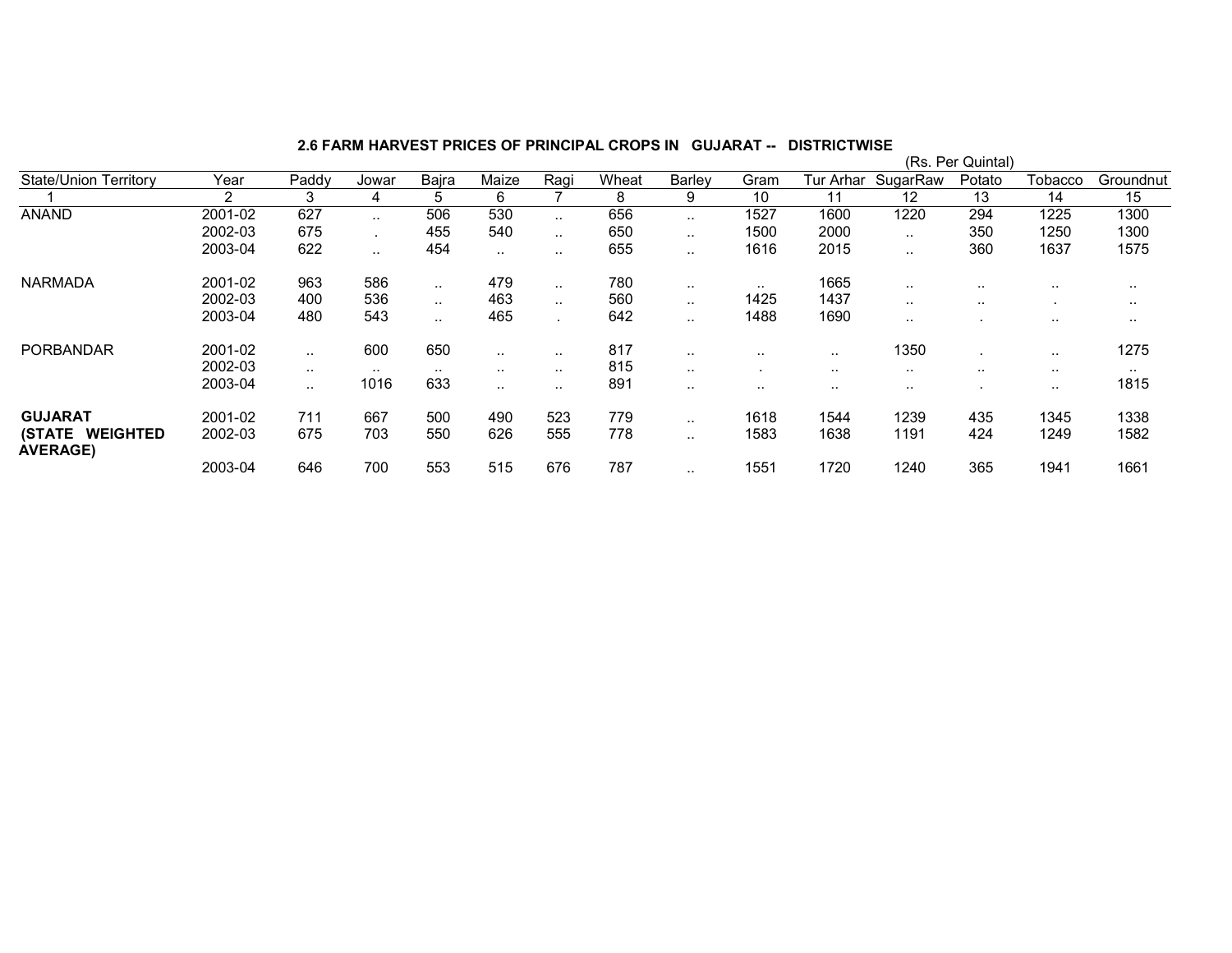## 2.6 FARM HARVEST PRICES OF PRINCIPAL CROPS IN GUJARAT -- DISTRICTWISE

(Rs. Per Quintal)

| State/Union Territory | Year | Paddy | Jowar | Bajra | Maize | Ragi | Wheat | Barley | Gram | Tur Arhar | SugarRaw | Potato | Tobacco | Groundnut |
|---|---|---|---|---|---|---|---|---|---|---|---|---|---|---|
| 1 | 2 | 3 | 4 | 5 | 6 | 7 | 8 | 9 | 10 | 11 | 12 | 13 | 14 | 15 |
| ANAND | 2001-02 | 627 | .. | 506 | 530 | .. | 656 | .. | 1527 | 1600 | 1220 | 294 | 1225 | 1300 |
| | 2002-03 | 675 | . | 455 | 540 | .. | 650 | .. | 1500 | 2000 | .. | 350 | 1250 | 1300 |
| | 2003-04 | 622 | .. | 454 | .. | .. | 655 | .. | 1616 | 2015 | .. | 360 | 1637 | 1575 |
| NARMADA | 2001-02 | 963 | 586 | .. | 479 | .. | 780 | .. | .. | 1665 | .. | .. | .. | .. |
| | 2002-03 | 400 | 536 | .. | 463 | .. | 560 | .. | 1425 | 1437 | .. | .. | . | .. |
| | 2003-04 | 480 | 543 | .. | 465 | . | 642 | .. | 1488 | 1690 | .. | . | .. | .. |
| PORBANDAR | 2001-02 | .. | 600 | 650 | .. | .. | 817 | .. | .. | .. | 1350 | . | .. | 1275 |
| | 2002-03 | .. | .. | .. | .. | .. | 815 | .. | . | .. | .. | .. | .. | .. |
| | 2003-04 | .. | 1016 | 633 | .. | .. | 891 | .. | .. | .. | .. | . | .. | 1815 |
| **GUJARAT** | 2001-02 | 711 | 667 | 500 | 490 | 523 | 779 | .. | 1618 | 1544 | 1239 | 435 | 1345 | 1338 |
| **(STATE WEIGHTED AVERAGE)** | 2002-03 | 675 | 703 | 550 | 626 | 555 | 778 | .. | 1583 | 1638 | 1191 | 424 | 1249 | 1582 |
| | 2003-04 | 646 | 700 | 553 | 515 | 676 | 787 | .. | 1551 | 1720 | 1240 | 365 | 1941 | 1661 |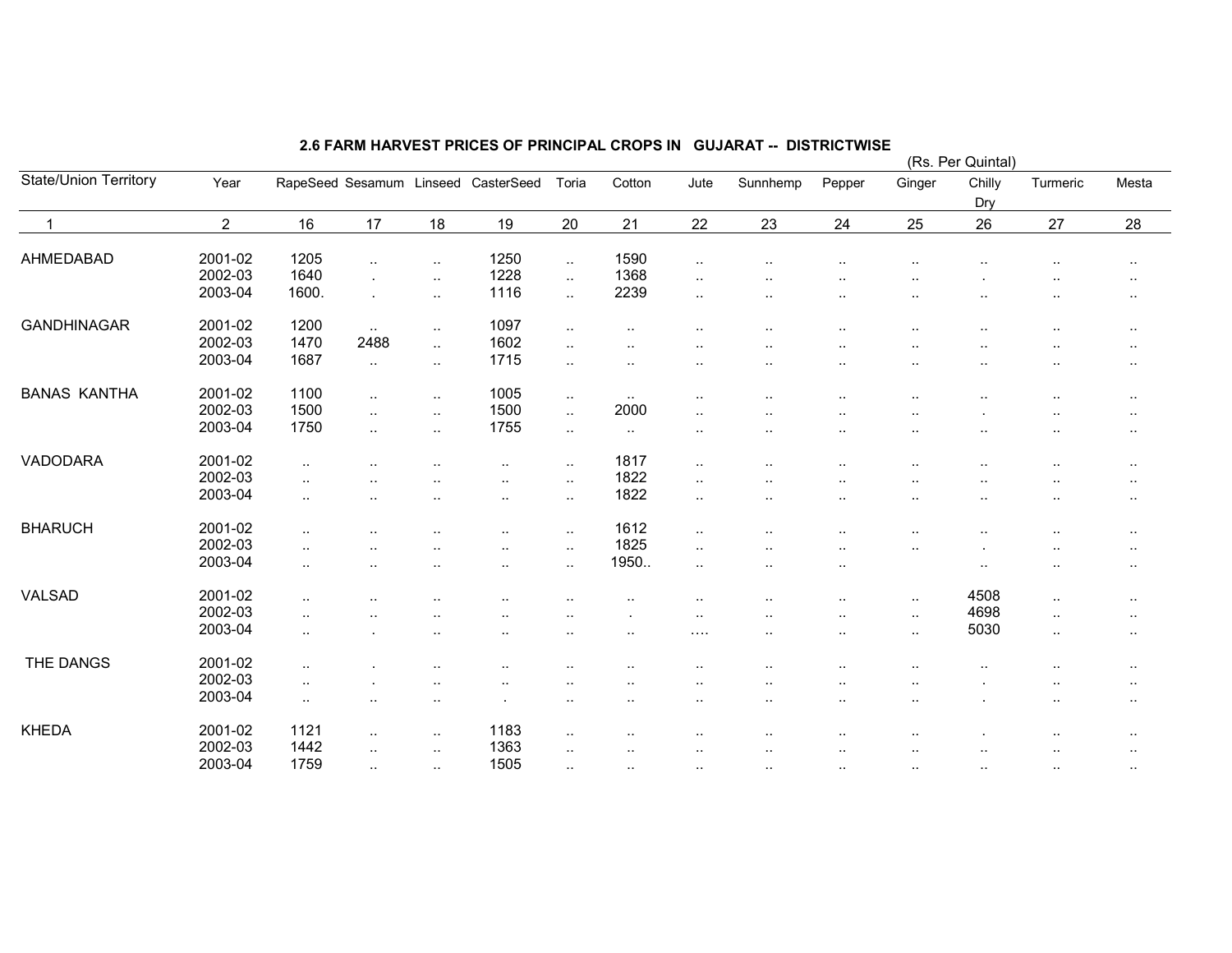### 2.6 FARM HARVEST PRICES OF PRINCIPAL CROPS IN GUJARAT -- DISTRICTWISE

(Rs. Per Quintal)

| State/Union Territory | Year | RapeSeed | Sesamum | Linseed | CasterSeed | Toria | Cotton | Jute | Sunnhemp | Pepper | Ginger | Chilly Dry | Turmeric | Mesta |
|---|---|---|---|---|---|---|---|---|---|---|---|---|---|---|
| 1 | 2 | 16 | 17 | 18 | 19 | 20 | 21 | 22 | 23 | 24 | 25 | 26 | 27 | 28 |
| AHMEDABAD | 2001-02 | 1205 | .. | .. | 1250 | .. | 1590 | .. | .. | .. | .. | .. | .. | .. |
| | 2002-03 | 1640 | . | .. | 1228 | .. | 1368 | .. | .. | .. | .. | . | .. | .. |
| | 2003-04 | 1600. | . | .. | 1116 | .. | 2239 | .. | .. | .. | .. | .. | .. | .. |
| GANDHINAGAR | 2001-02 | 1200 | .. | .. | 1097 | .. | .. | .. | .. | .. | .. | .. | .. | .. |
| | 2002-03 | 1470 | 2488 | .. | 1602 | .. | .. | .. | .. | .. | .. | .. | .. | .. |
| | 2003-04 | 1687 | .. | .. | 1715 | .. | .. | .. | .. | .. | .. | .. | .. | .. |
| BANAS KANTHA | 2001-02 | 1100 | .. | .. | 1005 | .. | .. | .. | .. | .. | .. | .. | .. | .. |
| | 2002-03 | 1500 | .. | .. | 1500 | .. | 2000 | .. | .. | .. | .. | . | .. | .. |
| | 2003-04 | 1750 | .. | .. | 1755 | .. | .. | .. | .. | .. | .. | .. | .. | .. |
| VADODARA | 2001-02 | .. | .. | .. | .. | .. | 1817 | .. | .. | .. | .. | .. | .. | .. |
| | 2002-03 | .. | .. | .. | .. | .. | 1822 | .. | .. | .. | .. | .. | .. | .. |
| | 2003-04 | .. | .. | .. | .. | .. | 1822 | .. | .. | .. | .. | .. | .. | .. |
| BHARUCH | 2001-02 | .. | .. | .. | .. | .. | 1612 | .. | .. | .. | .. | .. | .. | .. |
| | 2002-03 | .. | .. | .. | .. | .. | 1825 | .. | .. | .. | .. | . | .. | .. |
| | 2003-04 | .. | .. | .. | .. | .. | 1950.. | .. | .. | .. | | .. | .. | .. |
| VALSAD | 2001-02 | .. | .. | .. | .. | .. | .. | .. | .. | .. | .. | 4508 | .. | .. |
| | 2002-03 | .. | .. | .. | .. | .. | . | .. | .. | .. | .. | 4698 | .. | .. |
| | 2003-04 | .. | . | .. | .. | .. | .. | .... | .. | .. | .. | 5030 | .. | .. |
| THE DANGS | 2001-02 | .. | . | .. | .. | .. | .. | .. | .. | .. | .. | .. | .. | .. |
| | 2002-03 | .. | . | .. | .. | .. | .. | .. | .. | .. | .. | . | .. | .. |
| | 2003-04 | .. | .. | .. | . | .. | .. | .. | .. | .. | .. | . | .. | .. |
| KHEDA | 2001-02 | 1121 | .. | .. | 1183 | .. | .. | .. | .. | .. | .. | . | .. | .. |
| | 2002-03 | 1442 | .. | .. | 1363 | .. | .. | .. | .. | .. | .. | .. | .. | .. |
| | 2003-04 | 1759 | .. | .. | 1505 | .. | .. | .. | .. | .. | .. | .. | .. | .. |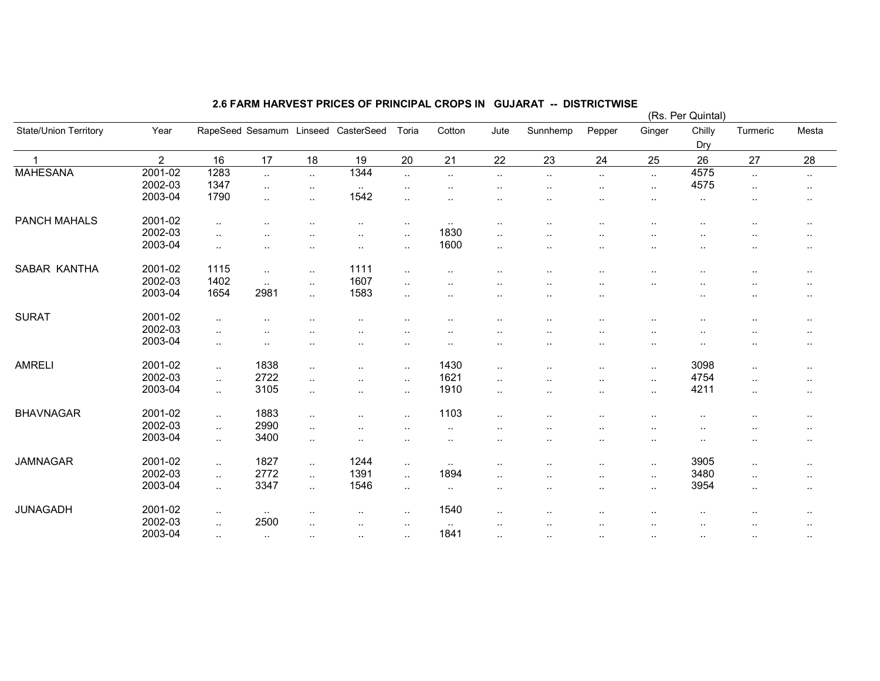### 2.6 FARM HARVEST PRICES OF PRINCIPAL CROPS IN GUJARAT -- DISTRICTWISE

(Rs. Per Quintal)

| State/Union Territory | Year | RapeSeed | Sesamum | Linseed | CasterSeed | Toria | Cotton | Jute | Sunnhemp | Pepper | Ginger | Chilly Dry | Turmeric | Mesta |
|---|---|---|---|---|---|---|---|---|---|---|---|---|---|---|
| 1 | 2 | 16 | 17 | 18 | 19 | 20 | 21 | 22 | 23 | 24 | 25 | 26 | 27 | 28 |
| MAHESANA | 2001-02 | 1283 | .. | .. | 1344 | .. | .. | .. | .. | .. | .. | 4575 | .. | .. |
| | 2002-03 | 1347 | .. | .. | .. | .. | .. | .. | .. | .. | .. | 4575 | .. | .. |
| | 2003-04 | 1790 | .. | .. | 1542 | .. | .. | .. | .. | .. | .. | .. | .. | .. |
| PANCH MAHALS | 2001-02 | .. | .. | .. | .. | .. | .. | .. | .. | .. | .. | .. | .. | .. |
| | 2002-03 | .. | .. | .. | .. | .. | 1830 | .. | .. | .. | .. | .. | .. | .. |
| | 2003-04 | .. | .. | .. | .. | .. | 1600 | .. | .. | .. | .. | .. | .. | .. |
| SABAR KANTHA | 2001-02 | 1115 | .. | .. | 1111 | .. | .. | .. | .. | .. | .. | .. | .. | .. |
| | 2002-03 | 1402 | .. | .. | 1607 | .. | .. | .. | .. | .. | .. | .. | .. | .. |
| | 2003-04 | 1654 | 2981 | .. | 1583 | .. | .. | .. | .. | .. | | .. | .. | .. |
| SURAT | 2001-02 | .. | .. | .. | .. | .. | .. | .. | .. | .. | .. | .. | .. | .. |
| | 2002-03 | .. | .. | .. | .. | .. | .. | .. | .. | .. | .. | .. | .. | .. |
| | 2003-04 | .. | .. | .. | .. | .. | .. | .. | .. | .. | .. | .. | .. | .. |
| AMRELI | 2001-02 | .. | 1838 | .. | .. | .. | 1430 | .. | .. | .. | .. | 3098 | .. | .. |
| | 2002-03 | .. | 2722 | .. | .. | .. | 1621 | .. | .. | .. | .. | 4754 | .. | .. |
| | 2003-04 | .. | 3105 | .. | .. | .. | 1910 | .. | .. | .. | .. | 4211 | .. | .. |
| BHAVNAGAR | 2001-02 | .. | 1883 | .. | .. | .. | 1103 | .. | .. | .. | .. | .. | .. | .. |
| | 2002-03 | .. | 2990 | .. | .. | .. | .. | .. | .. | .. | .. | .. | .. | .. |
| | 2003-04 | .. | 3400 | .. | .. | .. | .. | .. | .. | .. | .. | .. | .. | .. |
| JAMNAGAR | 2001-02 | .. | 1827 | .. | 1244 | .. | .. | .. | .. | .. | .. | 3905 | .. | .. |
| | 2002-03 | .. | 2772 | .. | 1391 | .. | 1894 | .. | .. | .. | .. | 3480 | .. | .. |
| | 2003-04 | .. | 3347 | .. | 1546 | .. | .. | .. | .. | .. | .. | 3954 | .. | .. |
| JUNAGADH | 2001-02 | .. | .. | .. | .. | .. | 1540 | .. | .. | .. | .. | .. | .. | .. |
| | 2002-03 | .. | 2500 | .. | .. | .. | .. | .. | .. | .. | .. | .. | .. | .. |
| | 2003-04 | .. | .. | .. | .. | .. | 1841 | .. | .. | .. | .. | .. | .. | .. |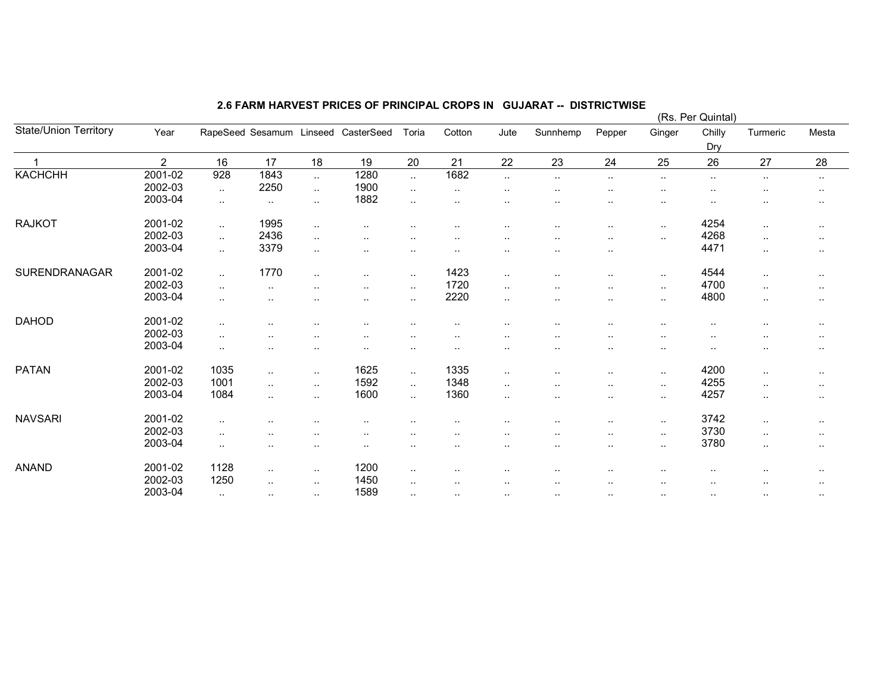## 2.6 FARM HARVEST PRICES OF PRINCIPAL CROPS IN GUJARAT -- DISTRICTWISE

(Rs. Per Quintal)

| State/Union Territory | Year | RapeSeed | Sesamum | Linseed | CasterSeed | Toria | Cotton | Jute | Sunnhemp | Pepper | Ginger | Chilly Dry | Turmeric | Mesta |
|---|---|---|---|---|---|---|---|---|---|---|---|---|---|---|
| 1 | 2 | 16 | 17 | 18 | 19 | 20 | 21 | 22 | 23 | 24 | 25 | 26 | 27 | 28 |
| KACHCHH | 2001-02 | 928 | 1843 | .. | 1280 | .. | 1682 | .. | .. | .. | .. | .. | .. | .. |
| | 2002-03 | .. | 2250 | .. | 1900 | .. | .. | .. | .. | .. | .. | .. | .. | .. |
| | 2003-04 | .. | .. | .. | 1882 | .. | .. | .. | .. | .. | .. | .. | .. | .. |
| RAJKOT | 2001-02 | .. | 1995 | .. | .. | .. | .. | .. | .. | .. | .. | 4254 | .. | .. |
| | 2002-03 | .. | 2436 | .. | .. | .. | .. | .. | .. | .. | .. | 4268 | .. | .. |
| | 2003-04 | .. | 3379 | .. | .. | .. | .. | .. | .. | .. | | 4471 | .. | .. |
| SURENDRANAGAR | 2001-02 | .. | 1770 | .. | .. | .. | 1423 | .. | .. | .. | .. | 4544 | .. | .. |
| | 2002-03 | .. | .. | .. | .. | .. | 1720 | .. | .. | .. | .. | 4700 | .. | .. |
| | 2003-04 | .. | .. | .. | .. | .. | 2220 | .. | .. | .. | .. | 4800 | .. | .. |
| DAHOD | 2001-02 | .. | .. | .. | .. | .. | .. | .. | .. | .. | .. | .. | .. | .. |
| | 2002-03 | .. | .. | .. | .. | .. | .. | .. | .. | .. | .. | .. | .. | .. |
| | 2003-04 | .. | .. | .. | .. | .. | .. | .. | .. | .. | .. | .. | .. | .. |
| PATAN | 2001-02 | 1035 | .. | .. | 1625 | .. | 1335 | .. | .. | .. | .. | 4200 | .. | .. |
| | 2002-03 | 1001 | .. | .. | 1592 | .. | 1348 | .. | .. | .. | .. | 4255 | .. | .. |
| | 2003-04 | 1084 | .. | .. | 1600 | .. | 1360 | .. | .. | .. | .. | 4257 | .. | .. |
| NAVSARI | 2001-02 | .. | .. | .. | .. | .. | .. | .. | .. | .. | .. | 3742 | .. | .. |
| | 2002-03 | .. | .. | .. | .. | .. | .. | .. | .. | .. | .. | 3730 | .. | .. |
| | 2003-04 | .. | .. | .. | .. | .. | .. | .. | .. | .. | .. | 3780 | .. | .. |
| ANAND | 2001-02 | 1128 | .. | .. | 1200 | .. | .. | .. | .. | .. | .. | .. | .. | .. |
| | 2002-03 | 1250 | .. | .. | 1450 | .. | .. | .. | .. | .. | .. | .. | .. | .. |
| | 2003-04 | .. | .. | .. | 1589 | .. | .. | .. | .. | .. | .. | .. | .. | .. |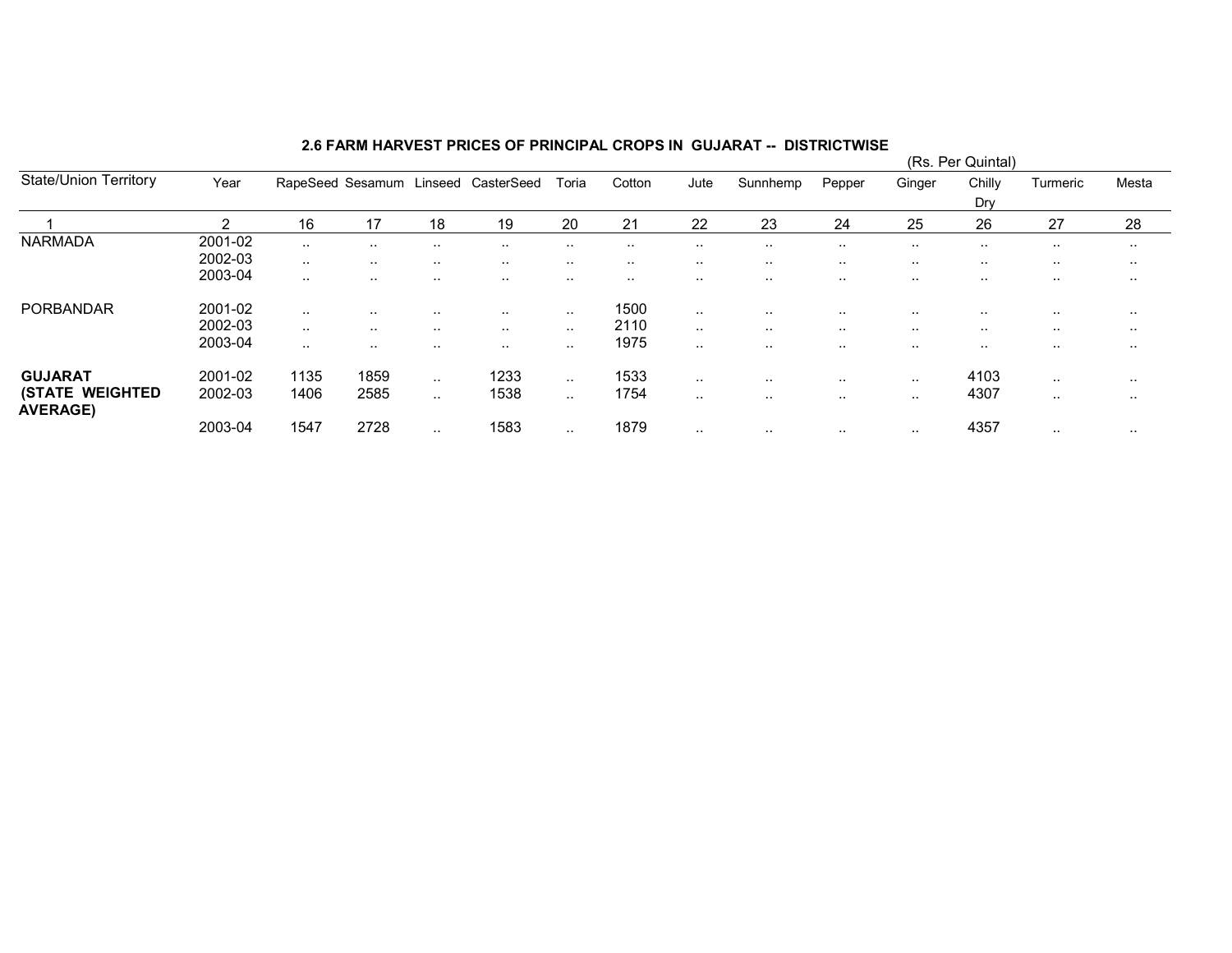## 2.6 FARM HARVEST PRICES OF PRINCIPAL CROPS IN GUJARAT -- DISTRICTWISE

(Rs. Per Quintal)

| State/Union Territory | Year | RapeSeed | Sesamum | Linseed | CasterSeed | Toria | Cotton | Jute | Sunnhemp | Pepper | Ginger | Chilly Dry | Turmeric | Mesta |
|---|---|---|---|---|---|---|---|---|---|---|---|---|---|---|
| 1 | 2 | 16 | 17 | 18 | 19 | 20 | 21 | 22 | 23 | 24 | 25 | 26 | 27 | 28 |
| NARMADA | 2001-02 | .. | .. | .. | .. | .. | .. | .. | .. | .. | .. | .. | .. | .. |
| | 2002-03 | .. | .. | .. | .. | .. | .. | .. | .. | .. | .. | .. | .. | .. |
| | 2003-04 | .. | .. | .. | .. | .. | .. | .. | .. | .. | .. | .. | .. | .. |
| PORBANDAR | 2001-02 | .. | .. | .. | .. | .. | 1500 | .. | .. | .. | .. | .. | .. | .. |
| | 2002-03 | .. | .. | .. | .. | .. | 2110 | .. | .. | .. | .. | .. | .. | .. |
| | 2003-04 | .. | .. | .. | .. | .. | 1975 | .. | .. | .. | .. | .. | .. | .. |
| **GUJARAT (STATE WEIGHTED AVERAGE)** | 2001-02 | 1135 | 1859 | .. | 1233 | .. | 1533 | .. | .. | .. | .. | 4103 | .. | .. |
| | 2002-03 | 1406 | 2585 | .. | 1538 | .. | 1754 | .. | .. | .. | .. | 4307 | .. | .. |
| | 2003-04 | 1547 | 2728 | .. | 1583 | .. | 1879 | .. | .. | .. | .. | 4357 | .. | .. |